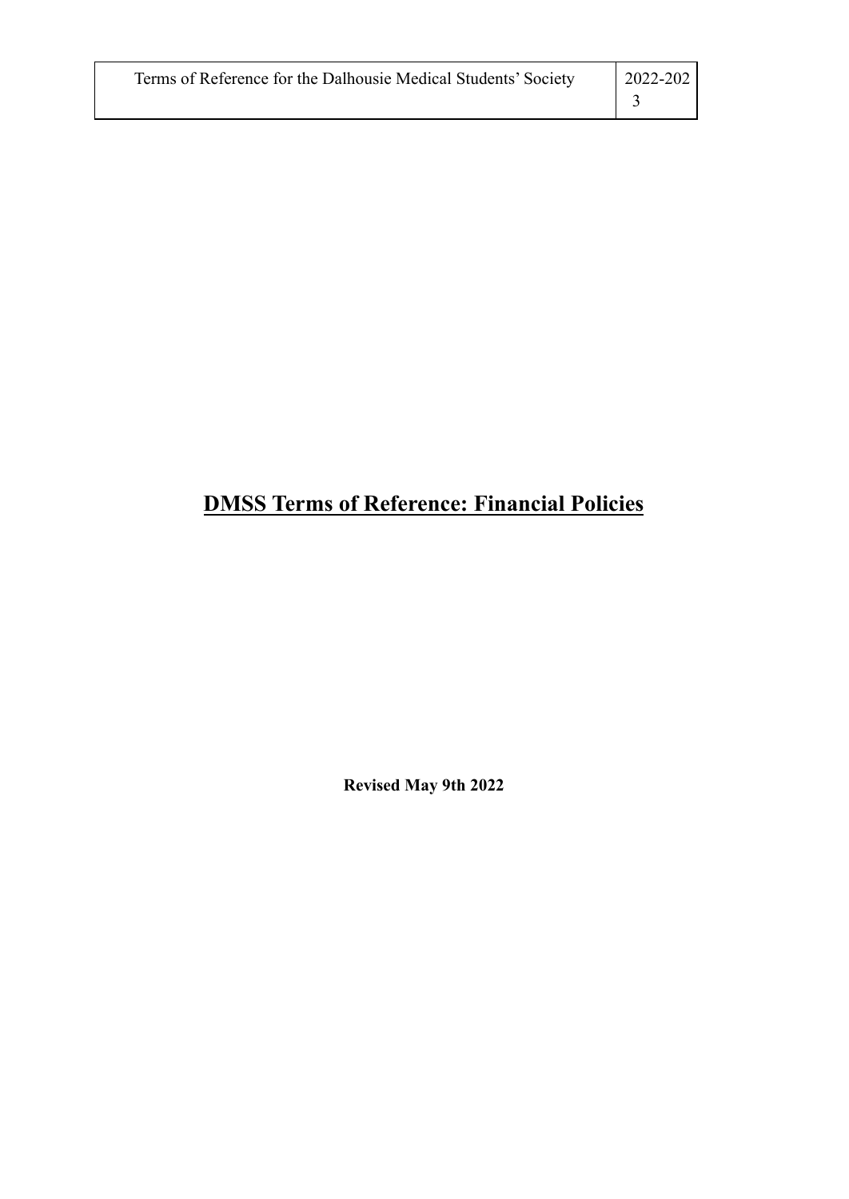# DMSS Terms of Reference: Financial Policies

**Revised May 9th 2022**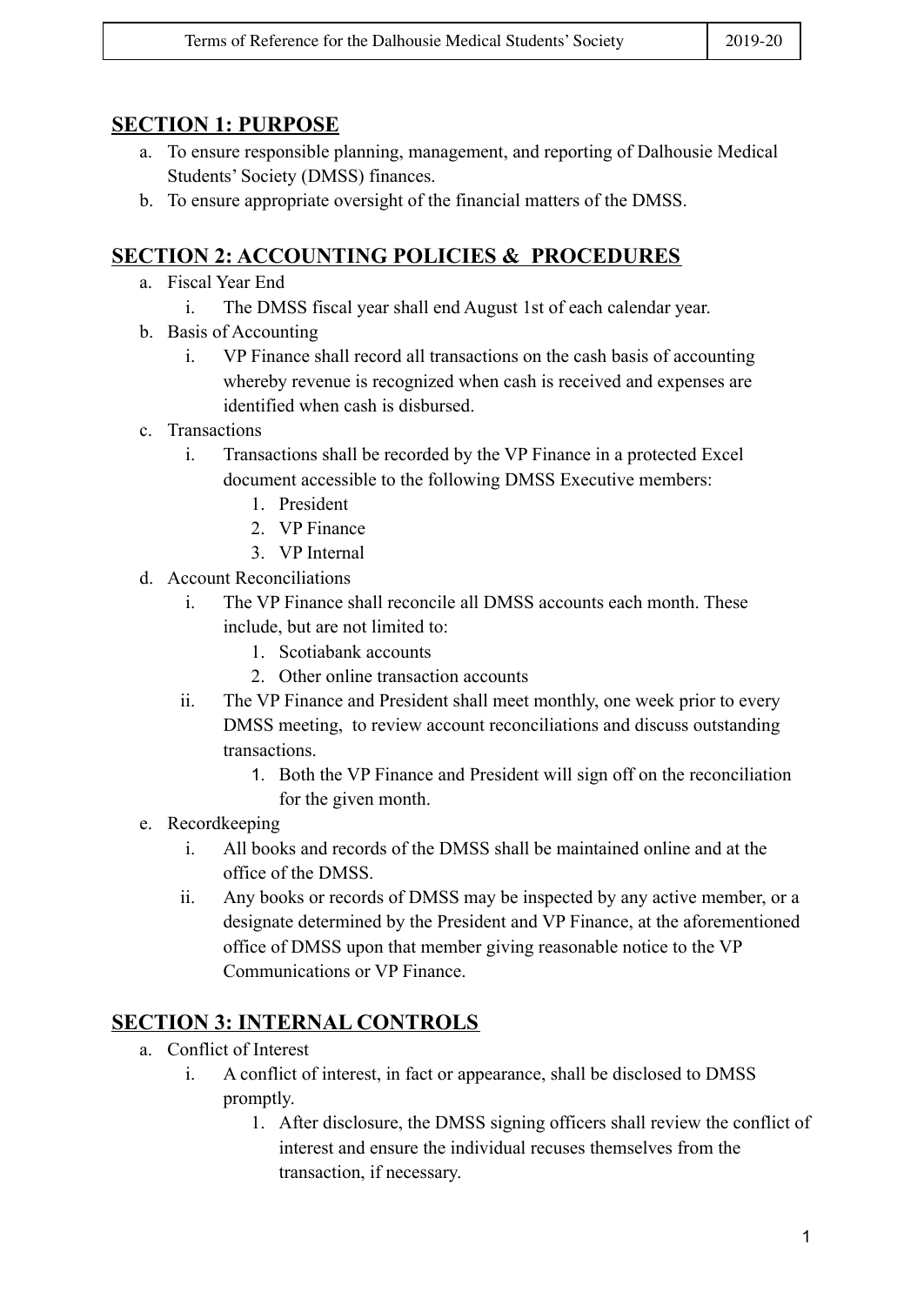## SECTION 1: PURPOSE

a. To ensure responsible planning, management, and reporting of Dalhousie Medical Students' Society (DMSS) finances.
b. To ensure appropriate oversight of the financial matters of the DMSS.

## SECTION 2: ACCOUNTING POLICIES & PROCEDURES

a. Fiscal Year End
   i. The DMSS fiscal year shall end August 1st of each calendar year.
b. Basis of Accounting
   i. VP Finance shall record all transactions on the cash basis of accounting whereby revenue is recognized when cash is received and expenses are identified when cash is disbursed.
c. Transactions
   i. Transactions shall be recorded by the VP Finance in a protected Excel document accessible to the following DMSS Executive members:
      1. President
      2. VP Finance
      3. VP Internal
d. Account Reconciliations
   i. The VP Finance shall reconcile all DMSS accounts each month. These include, but are not limited to:
      1. Scotiabank accounts
      2. Other online transaction accounts
   ii. The VP Finance and President shall meet monthly, one week prior to every DMSS meeting, to review account reconciliations and discuss outstanding transactions.
      1. Both the VP Finance and President will sign off on the reconciliation for the given month.
e. Recordkeeping
   i. All books and records of the DMSS shall be maintained online and at the office of the DMSS.
   ii. Any books or records of DMSS may be inspected by any active member, or a designate determined by the President and VP Finance, at the aforementioned office of DMSS upon that member giving reasonable notice to the VP Communications or VP Finance.

## SECTION 3: INTERNAL CONTROLS

a. Conflict of Interest
   i. A conflict of interest, in fact or appearance, shall be disclosed to DMSS promptly.
      1. After disclosure, the DMSS signing officers shall review the conflict of interest and ensure the individual recuses themselves from the transaction, if necessary.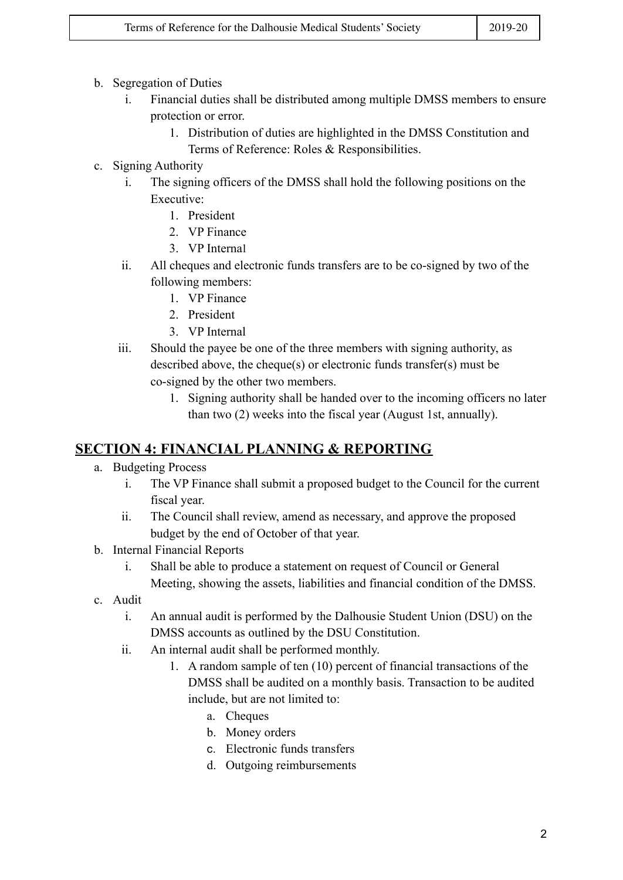b. Segregation of Duties
    i. Financial duties shall be distributed among multiple DMSS members to ensure protection or error.
        1. Distribution of duties are highlighted in the DMSS Constitution and Terms of Reference: Roles & Responsibilities.

c. Signing Authority
    i. The signing officers of the DMSS shall hold the following positions on the Executive:
        1. President
        2. VP Finance
        3. VP Internal
    ii. All cheques and electronic funds transfers are to be co-signed by two of the following members:
        1. VP Finance
        2. President
        3. VP Internal
    iii. Should the payee be one of the three members with signing authority, as described above, the cheque(s) or electronic funds transfer(s) must be co-signed by the other two members.
        1. Signing authority shall be handed over to the incoming officers no later than two (2) weeks into the fiscal year (August 1st, annually).

## SECTION 4: FINANCIAL PLANNING & REPORTING

a. Budgeting Process
    i. The VP Finance shall submit a proposed budget to the Council for the current fiscal year.
    ii. The Council shall review, amend as necessary, and approve the proposed budget by the end of October of that year.

b. Internal Financial Reports
    i. Shall be able to produce a statement on request of Council or General Meeting, showing the assets, liabilities and financial condition of the DMSS.

c. Audit
    i. An annual audit is performed by the Dalhousie Student Union (DSU) on the DMSS accounts as outlined by the DSU Constitution.
    ii. An internal audit shall be performed monthly.
        1. A random sample of ten (10) percent of financial transactions of the DMSS shall be audited on a monthly basis. Transaction to be audited include, but are not limited to:
            a. Cheques
            b. Money orders
            c. Electronic funds transfers
            d. Outgoing reimbursements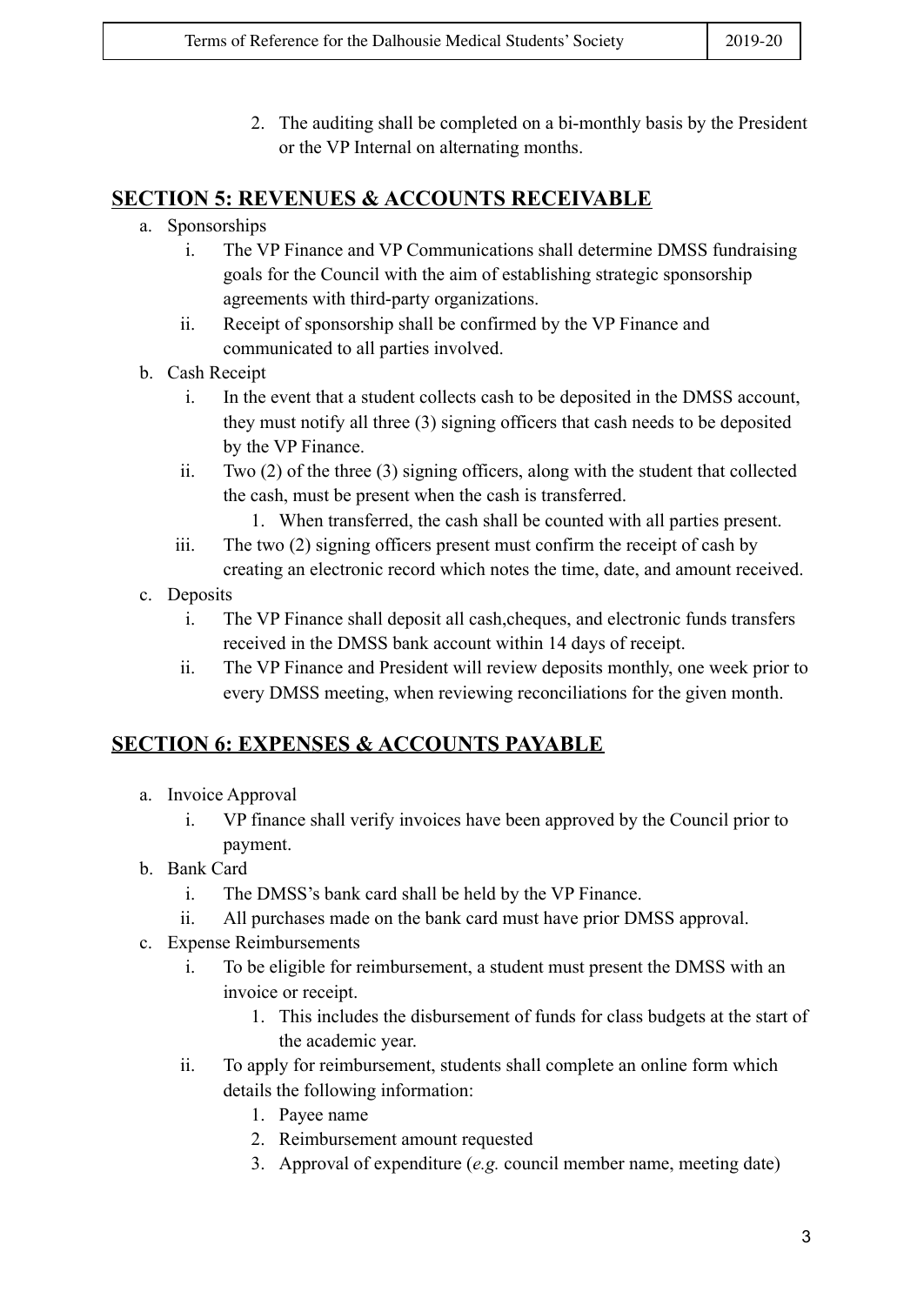2. The auditing shall be completed on a bi-monthly basis by the President or the VP Internal on alternating months.

## SECTION 5: REVENUES & ACCOUNTS RECEIVABLE

a. Sponsorships
   i. The VP Finance and VP Communications shall determine DMSS fundraising goals for the Council with the aim of establishing strategic sponsorship agreements with third-party organizations.
   ii. Receipt of sponsorship shall be confirmed by the VP Finance and communicated to all parties involved.
b. Cash Receipt
   i. In the event that a student collects cash to be deposited in the DMSS account, they must notify all three (3) signing officers that cash needs to be deposited by the VP Finance.
   ii. Two (2) of the three (3) signing officers, along with the student that collected the cash, must be present when the cash is transferred.
      1. When transferred, the cash shall be counted with all parties present.
   iii. The two (2) signing officers present must confirm the receipt of cash by creating an electronic record which notes the time, date, and amount received.
c. Deposits
   i. The VP Finance shall deposit all cash,cheques, and electronic funds transfers received in the DMSS bank account within 14 days of receipt.
   ii. The VP Finance and President will review deposits monthly, one week prior to every DMSS meeting, when reviewing reconciliations for the given month.

## SECTION 6: EXPENSES & ACCOUNTS PAYABLE

a. Invoice Approval
   i. VP finance shall verify invoices have been approved by the Council prior to payment.
b. Bank Card
   i. The DMSS's bank card shall be held by the VP Finance.
   ii. All purchases made on the bank card must have prior DMSS approval.
c. Expense Reimbursements
   i. To be eligible for reimbursement, a student must present the DMSS with an invoice or receipt.
      1. This includes the disbursement of funds for class budgets at the start of the academic year.
   ii. To apply for reimbursement, students shall complete an online form which details the following information:
      1. Payee name
      2. Reimbursement amount requested
      3. Approval of expenditure (*e.g.* council member name, meeting date)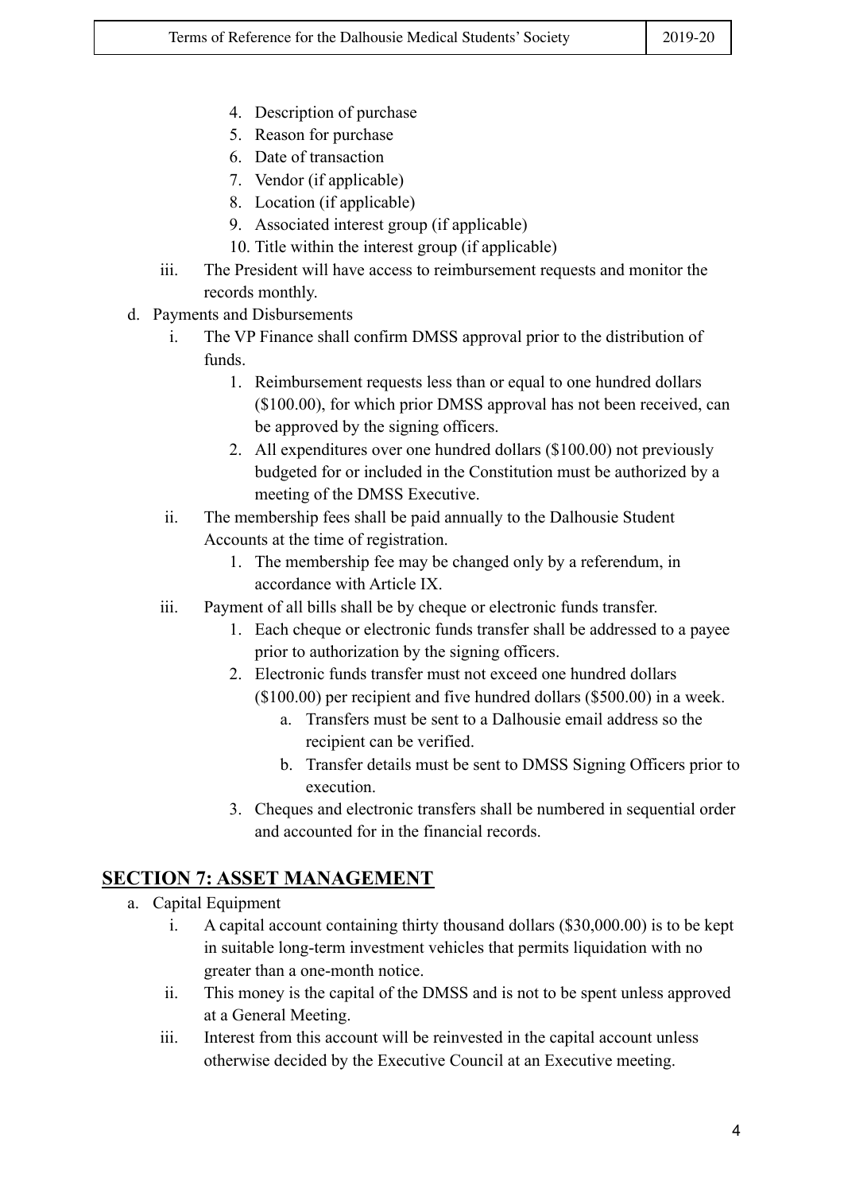4. Description of purchase
5. Reason for purchase
6. Date of transaction
7. Vendor (if applicable)
8. Location (if applicable)
9. Associated interest group (if applicable)
10. Title within the interest group (if applicable)

iii. The President will have access to reimbursement requests and monitor the records monthly.

d. Payments and Disbursements

i. The VP Finance shall confirm DMSS approval prior to the distribution of funds.

1. Reimbursement requests less than or equal to one hundred dollars ($100.00), for which prior DMSS approval has not been received, can be approved by the signing officers.
2. All expenditures over one hundred dollars ($100.00) not previously budgeted for or included in the Constitution must be authorized by a meeting of the DMSS Executive.

ii. The membership fees shall be paid annually to the Dalhousie Student Accounts at the time of registration.

1. The membership fee may be changed only by a referendum, in accordance with Article IX.

iii. Payment of all bills shall be by cheque or electronic funds transfer.

1. Each cheque or electronic funds transfer shall be addressed to a payee prior to authorization by the signing officers.
2. Electronic funds transfer must not exceed one hundred dollars ($100.00) per recipient and five hundred dollars ($500.00) in a week.
   a. Transfers must be sent to a Dalhousie email address so the recipient can be verified.
   b. Transfer details must be sent to DMSS Signing Officers prior to execution.
3. Cheques and electronic transfers shall be numbered in sequential order and accounted for in the financial records.

## SECTION 7: ASSET MANAGEMENT

a. Capital Equipment

i. A capital account containing thirty thousand dollars ($30,000.00) is to be kept in suitable long-term investment vehicles that permits liquidation with no greater than a one-month notice.

ii. This money is the capital of the DMSS and is not to be spent unless approved at a General Meeting.

iii. Interest from this account will be reinvested in the capital account unless otherwise decided by the Executive Council at an Executive meeting.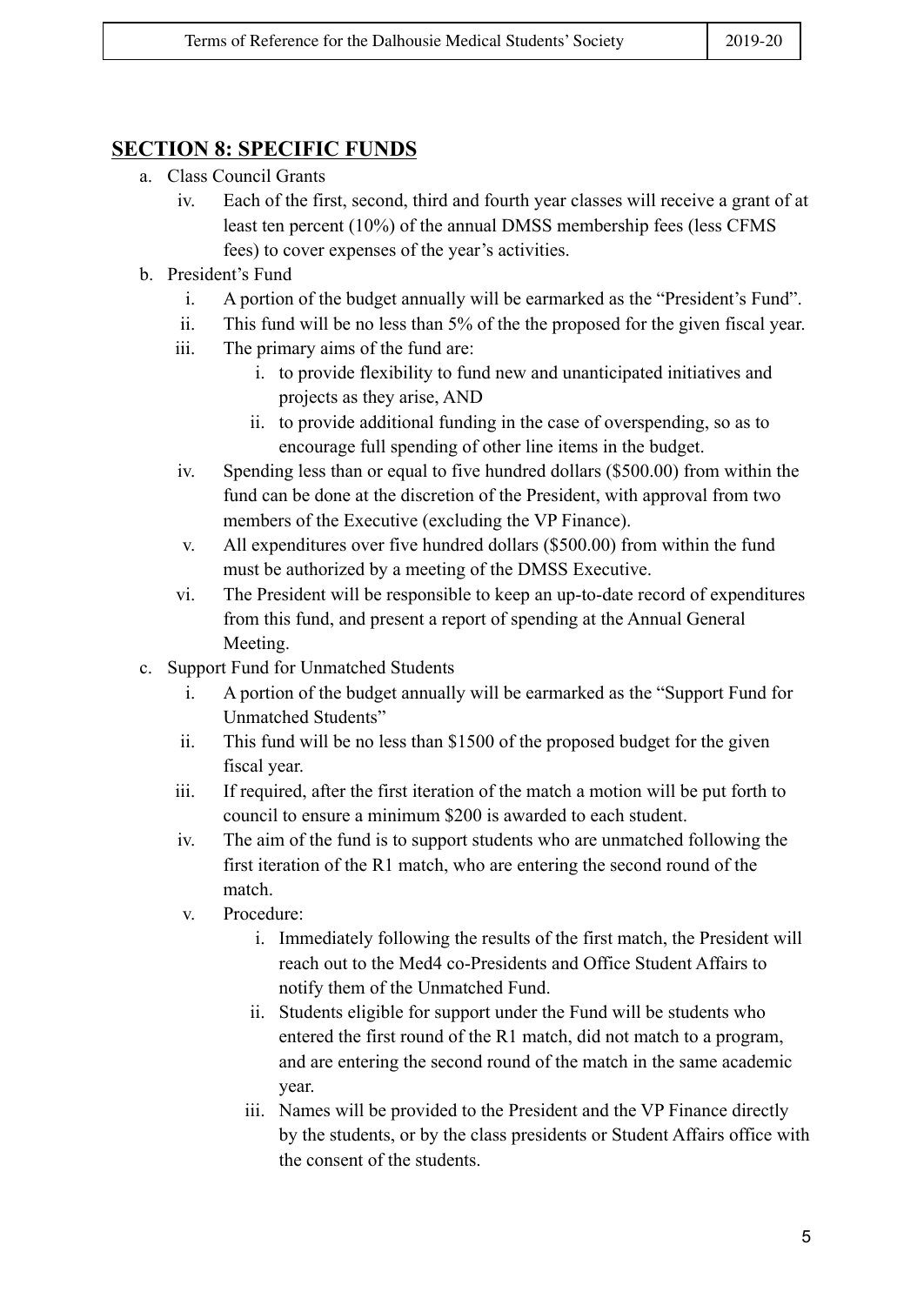## SECTION 8: SPECIFIC FUNDS

a. Class Council Grants
    iv. Each of the first, second, third and fourth year classes will receive a grant of at least ten percent (10%) of the annual DMSS membership fees (less CFMS fees) to cover expenses of the year's activities.

b. President's Fund
    i. A portion of the budget annually will be earmarked as the "President's Fund".
    ii. This fund will be no less than 5% of the the proposed for the given fiscal year.
    iii. The primary aims of the fund are:
        i. to provide flexibility to fund new and unanticipated initiatives and projects as they arise, AND
        ii. to provide additional funding in the case of overspending, so as to encourage full spending of other line items in the budget.
    iv. Spending less than or equal to five hundred dollars ($500.00) from within the fund can be done at the discretion of the President, with approval from two members of the Executive (excluding the VP Finance).
    v. All expenditures over five hundred dollars ($500.00) from within the fund must be authorized by a meeting of the DMSS Executive.
    vi. The President will be responsible to keep an up-to-date record of expenditures from this fund, and present a report of spending at the Annual General Meeting.

c. Support Fund for Unmatched Students
    i. A portion of the budget annually will be earmarked as the "Support Fund for Unmatched Students"
    ii. This fund will be no less than $1500 of the proposed budget for the given fiscal year.
    iii. If required, after the first iteration of the match a motion will be put forth to council to ensure a minimum $200 is awarded to each student.
    iv. The aim of the fund is to support students who are unmatched following the first iteration of the R1 match, who are entering the second round of the match.
    v. Procedure:
        i. Immediately following the results of the first match, the President will reach out to the Med4 co-Presidents and Office Student Affairs to notify them of the Unmatched Fund.
        ii. Students eligible for support under the Fund will be students who entered the first round of the R1 match, did not match to a program, and are entering the second round of the match in the same academic year.
        iii. Names will be provided to the President and the VP Finance directly by the students, or by the class presidents or Student Affairs office with the consent of the students.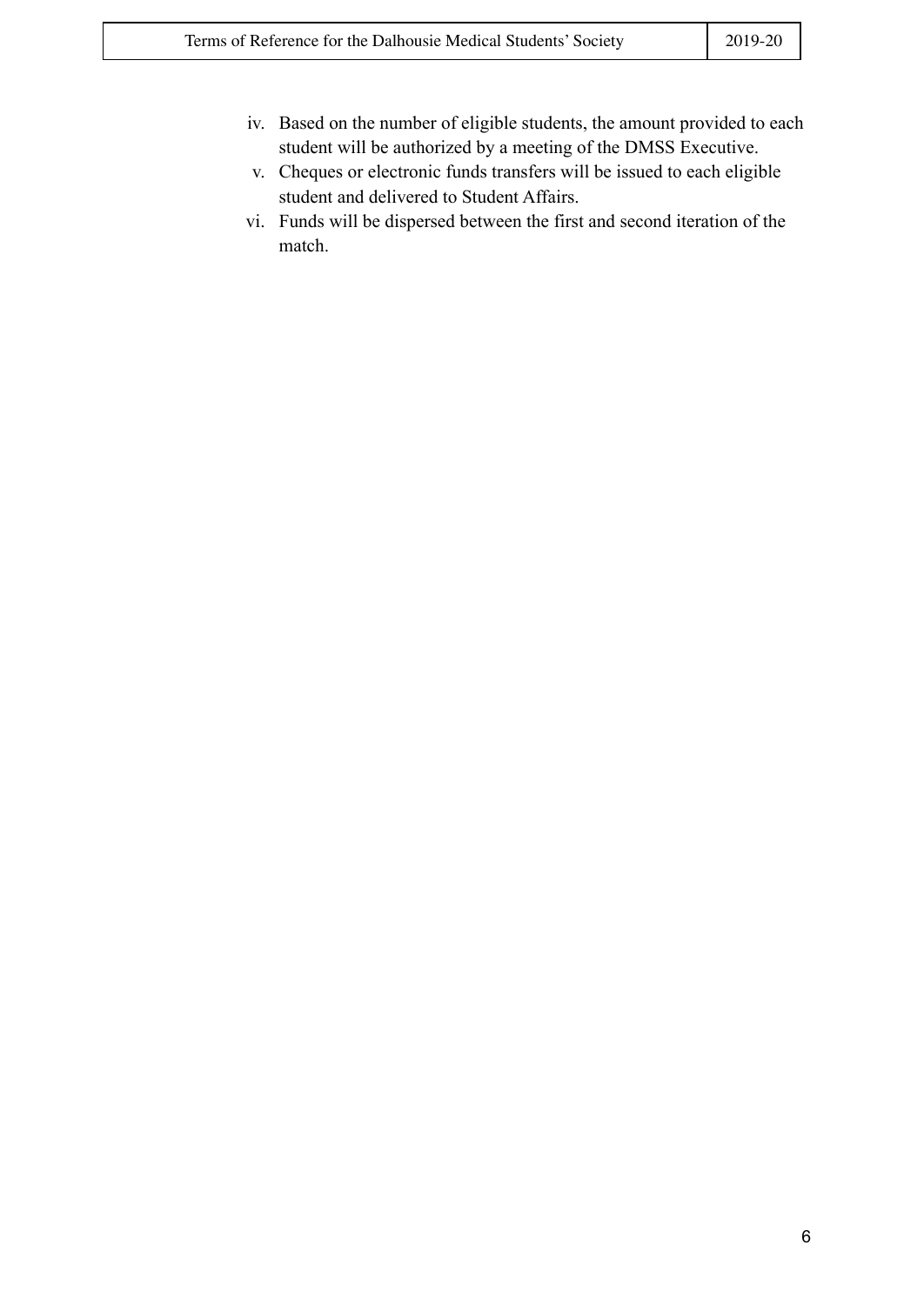iv. Based on the number of eligible students, the amount provided to each student will be authorized by a meeting of the DMSS Executive.

v. Cheques or electronic funds transfers will be issued to each eligible student and delivered to Student Affairs.

vi. Funds will be dispersed between the first and second iteration of the match.